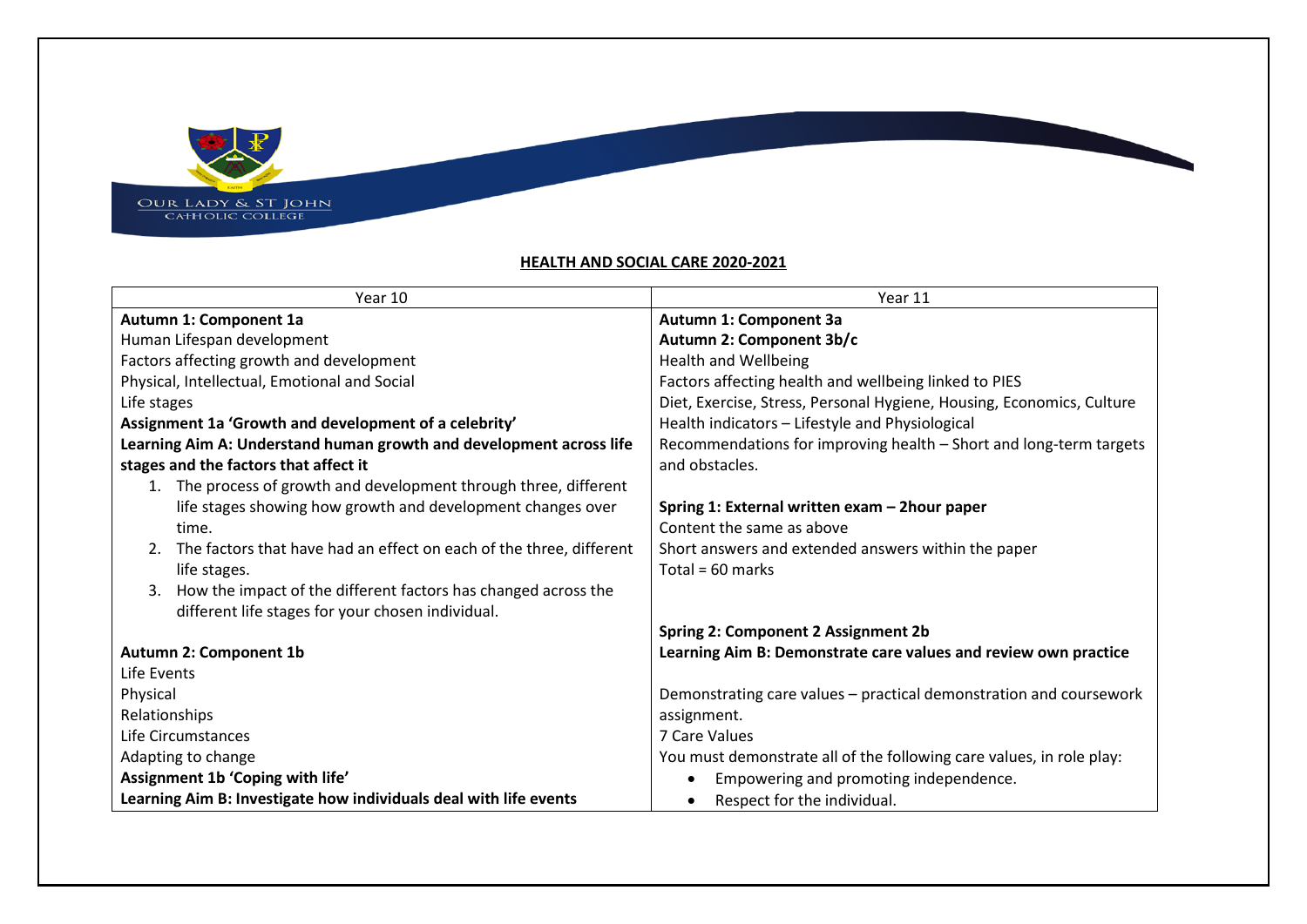OUR LADY & ST JOHN CATHOLIC COLLEGE

**HEALTH AND SOCIAL CARE 2020-2021**

| Year 10 | Year 11 |
| --- | --- |
| **Autumn 1: Component 1a**<br>Human Lifespan development<br>Factors affecting growth and development<br>Physical, Intellectual, Emotional and Social<br>Life stages<br>**Assignment 1a 'Growth and development of a celebrity'**<br>**Learning Aim A: Understand human growth and development across life stages and the factors that affect it**<br>1. The process of growth and development through three, different life stages showing how growth and development changes over time.<br>2. The factors that have had an effect on each of the three, different life stages.<br>3. How the impact of the different factors has changed across the different life stages for your chosen individual.<br><br>**Autumn 2: Component 1b**<br>Life Events<br>Physical<br>Relationships<br>Life Circumstances<br>Adapting to change<br>**Assignment 1b 'Coping with life'**<br>**Learning Aim B: Investigate how individuals deal with life events** | **Autumn 1: Component 3a**<br>**Autumn 2: Component 3b/c**<br>Health and Wellbeing<br>Factors affecting health and wellbeing linked to PIES<br>Diet, Exercise, Stress, Personal Hygiene, Housing, Economics, Culture<br>Health indicators – Lifestyle and Physiological<br>Recommendations for improving health – Short and long-term targets and obstacles.<br><br>**Spring 1: External written exam – 2hour paper**<br>Content the same as above<br>Short answers and extended answers within the paper<br>Total = 60 marks<br><br>**Spring 2: Component 2 Assignment 2b**<br>**Learning Aim B: Demonstrate care values and review own practice**<br><br>Demonstrating care values – practical demonstration and coursework assignment.<br>7 Care Values<br>You must demonstrate all of the following care values, in role play:<br>• Empowering and promoting independence.<br>• Respect for the individual. |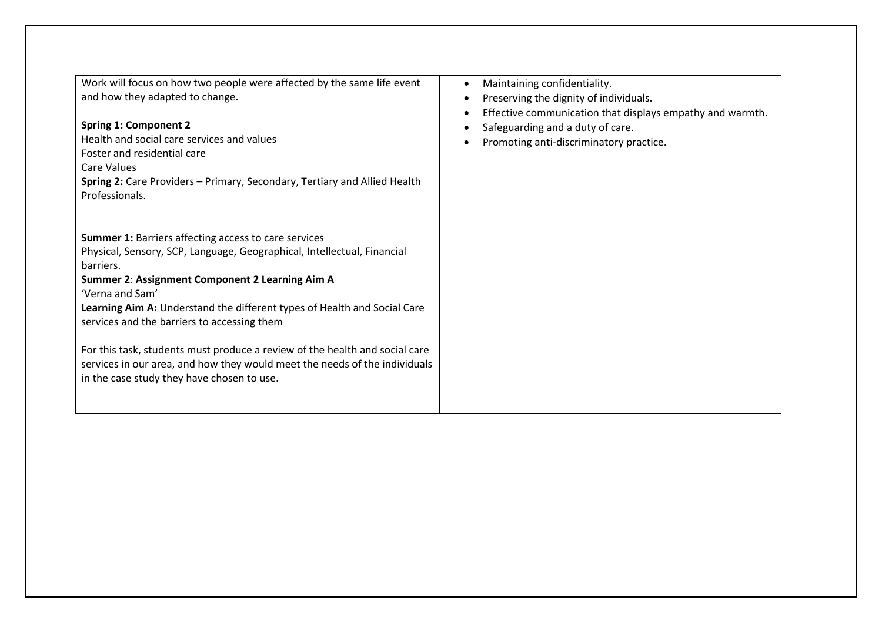| | |
|---|---|
| Work will focus on how two people were affected by the same life event and how they adapted to change.<br><br>**Spring 1: Component 2**<br>Health and social care services and values<br>Foster and residential care<br>Care Values<br>**Spring 2:** Care Providers – Primary, Secondary, Tertiary and Allied Health Professionals.<br><br>**Summer 1:** Barriers affecting access to care services<br>Physical, Sensory, SCP, Language, Geographical, Intellectual, Financial barriers.<br>**Summer 2**: **Assignment Component 2 Learning Aim A**<br>'Verna and Sam'<br>**Learning Aim A:** Understand the different types of Health and Social Care services and the barriers to accessing them<br><br>For this task, students must produce a review of the health and social care services in our area, and how they would meet the needs of the individuals in the case study they have chosen to use. | • Maintaining confidentiality.<br>• Preserving the dignity of individuals.<br>• Effective communication that displays empathy and warmth.<br>• Safeguarding and a duty of care.<br>• Promoting anti-discriminatory practice. |